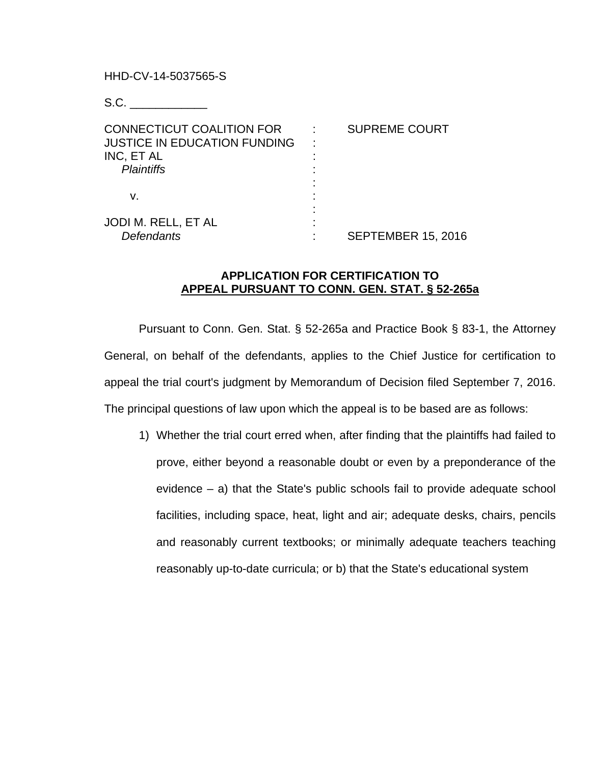HHD-CV-14-5037565-S

S.C. ____________

| | | |
|---|---|---|
| CONNECTICUT COALITION FOR JUSTICE IN EDUCATION FUNDING INC, ET AL<br>*Plaintiffs* | : | SUPREME COURT |
| v. | : | |
| JODI M. RELL, ET AL<br>*Defendants* | : | SEPTEMBER 15, 2016 |

**APPLICATION FOR CERTIFICATION TO**
**<u>APPEAL PURSUANT TO CONN. GEN. STAT. § 52-265a</u>**

Pursuant to Conn. Gen. Stat. § 52-265a and Practice Book § 83-1, the Attorney General, on behalf of the defendants, applies to the Chief Justice for certification to appeal the trial court's judgment by Memorandum of Decision filed September 7, 2016. The principal questions of law upon which the appeal is to be based are as follows:

1) Whether the trial court erred when, after finding that the plaintiffs had failed to prove, either beyond a reasonable doubt or even by a preponderance of the evidence – a) that the State's public schools fail to provide adequate school facilities, including space, heat, light and air; adequate desks, chairs, pencils and reasonably current textbooks; or minimally adequate teachers teaching reasonably up-to-date curricula; or b) that the State's educational system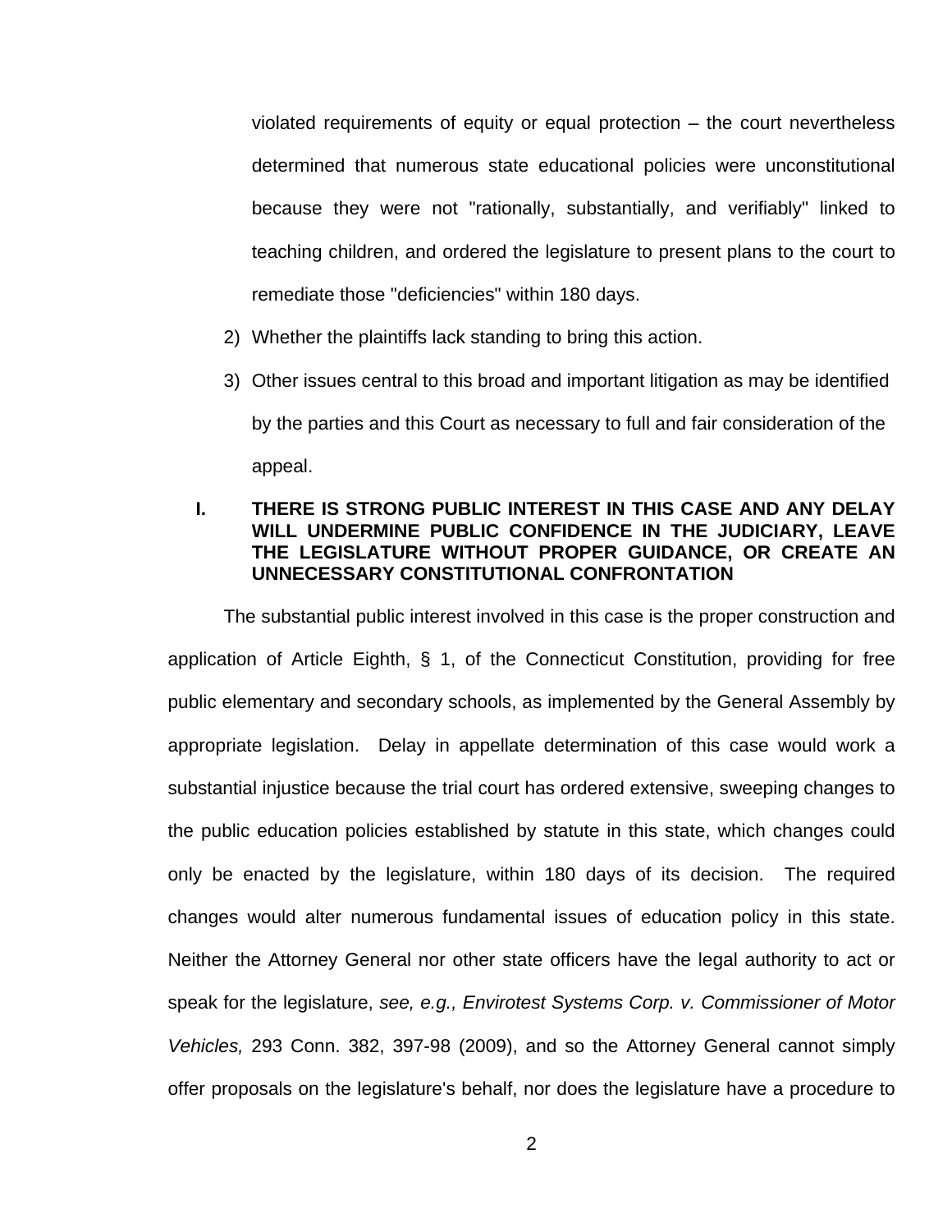violated requirements of equity or equal protection – the court nevertheless determined that numerous state educational policies were unconstitutional because they were not "rationally, substantially, and verifiably" linked to teaching children, and ordered the legislature to present plans to the court to remediate those "deficiencies" within 180 days.

2) Whether the plaintiffs lack standing to bring this action.

3) Other issues central to this broad and important litigation as may be identified by the parties and this Court as necessary to full and fair consideration of the appeal.

## I. THERE IS STRONG PUBLIC INTEREST IN THIS CASE AND ANY DELAY WILL UNDERMINE PUBLIC CONFIDENCE IN THE JUDICIARY, LEAVE THE LEGISLATURE WITHOUT PROPER GUIDANCE, OR CREATE AN UNNECESSARY CONSTITUTIONAL CONFRONTATION

The substantial public interest involved in this case is the proper construction and application of Article Eighth, § 1, of the Connecticut Constitution, providing for free public elementary and secondary schools, as implemented by the General Assembly by appropriate legislation. Delay in appellate determination of this case would work a substantial injustice because the trial court has ordered extensive, sweeping changes to the public education policies established by statute in this state, which changes could only be enacted by the legislature, within 180 days of its decision. The required changes would alter numerous fundamental issues of education policy in this state. Neither the Attorney General nor other state officers have the legal authority to act or speak for the legislature, *see, e.g., Envirotest Systems Corp. v. Commissioner of Motor Vehicles,* 293 Conn. 382, 397-98 (2009), and so the Attorney General cannot simply offer proposals on the legislature's behalf, nor does the legislature have a procedure to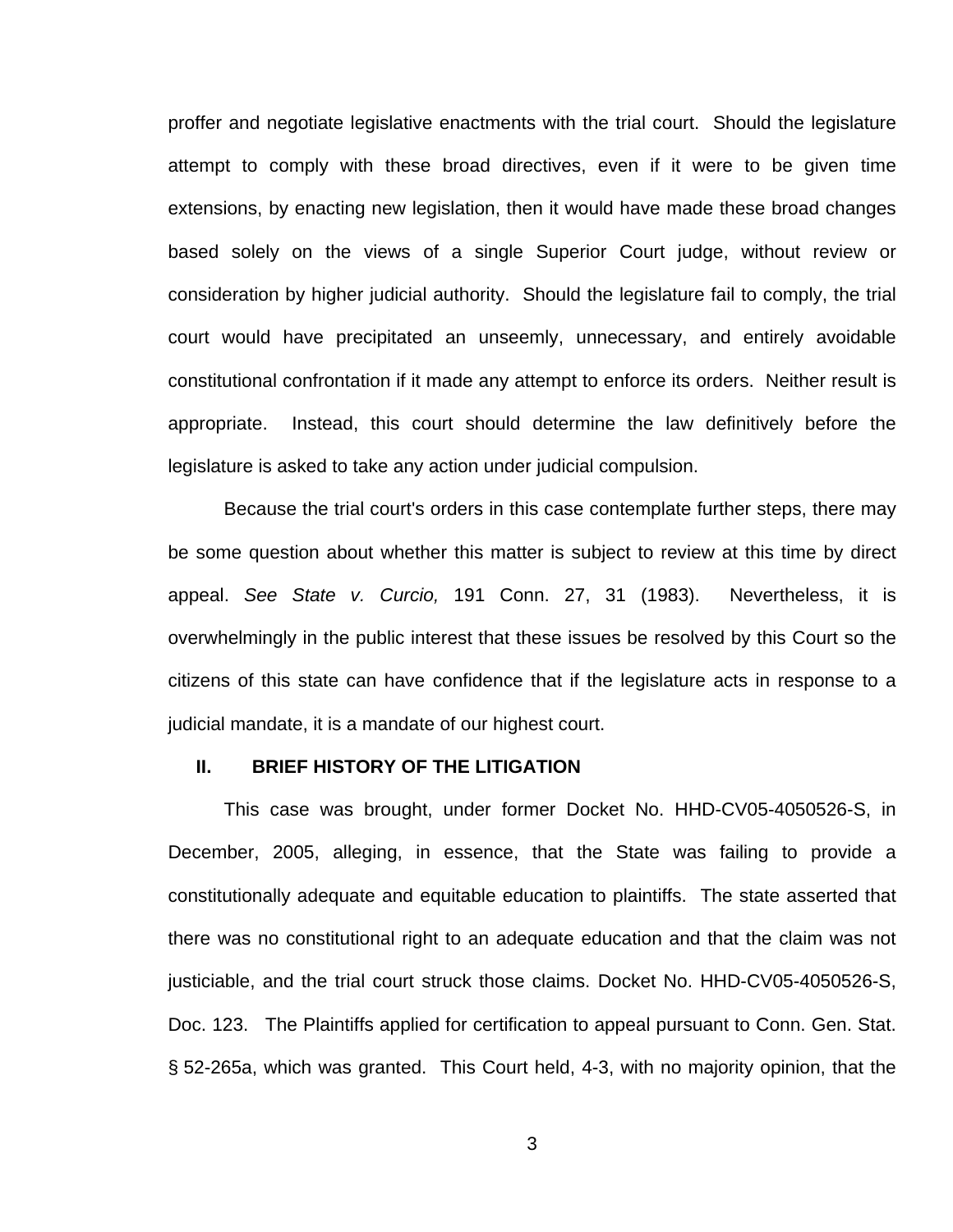proffer and negotiate legislative enactments with the trial court. Should the legislature attempt to comply with these broad directives, even if it were to be given time extensions, by enacting new legislation, then it would have made these broad changes based solely on the views of a single Superior Court judge, without review or consideration by higher judicial authority. Should the legislature fail to comply, the trial court would have precipitated an unseemly, unnecessary, and entirely avoidable constitutional confrontation if it made any attempt to enforce its orders. Neither result is appropriate. Instead, this court should determine the law definitively before the legislature is asked to take any action under judicial compulsion.

Because the trial court's orders in this case contemplate further steps, there may be some question about whether this matter is subject to review at this time by direct appeal. *See State v. Curcio,* 191 Conn. 27, 31 (1983). Nevertheless, it is overwhelmingly in the public interest that these issues be resolved by this Court so the citizens of this state can have confidence that if the legislature acts in response to a judicial mandate, it is a mandate of our highest court.

## II. BRIEF HISTORY OF THE LITIGATION

This case was brought, under former Docket No. HHD-CV05-4050526-S, in December, 2005, alleging, in essence, that the State was failing to provide a constitutionally adequate and equitable education to plaintiffs. The state asserted that there was no constitutional right to an adequate education and that the claim was not justiciable, and the trial court struck those claims. Docket No. HHD-CV05-4050526-S, Doc. 123. The Plaintiffs applied for certification to appeal pursuant to Conn. Gen. Stat. § 52-265a, which was granted. This Court held, 4-3, with no majority opinion, that the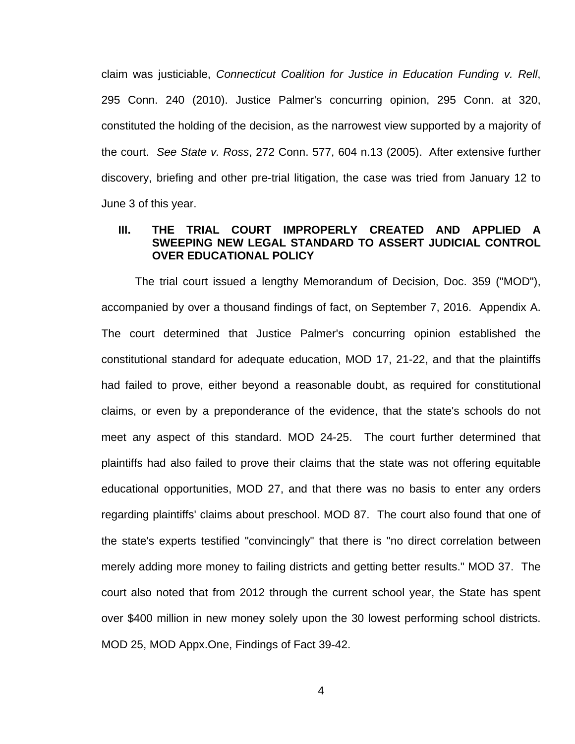claim was justiciable, *Connecticut Coalition for Justice in Education Funding v. Rell*, 295 Conn. 240 (2010). Justice Palmer's concurring opinion, 295 Conn. at 320, constituted the holding of the decision, as the narrowest view supported by a majority of the court. *See State v. Ross*, 272 Conn. 577, 604 n.13 (2005). After extensive further discovery, briefing and other pre-trial litigation, the case was tried from January 12 to June 3 of this year.

## III. THE TRIAL COURT IMPROPERLY CREATED AND APPLIED A SWEEPING NEW LEGAL STANDARD TO ASSERT JUDICIAL CONTROL OVER EDUCATIONAL POLICY

The trial court issued a lengthy Memorandum of Decision, Doc. 359 ("MOD"), accompanied by over a thousand findings of fact, on September 7, 2016. Appendix A. The court determined that Justice Palmer's concurring opinion established the constitutional standard for adequate education, MOD 17, 21-22, and that the plaintiffs had failed to prove, either beyond a reasonable doubt, as required for constitutional claims, or even by a preponderance of the evidence, that the state's schools do not meet any aspect of this standard. MOD 24-25. The court further determined that plaintiffs had also failed to prove their claims that the state was not offering equitable educational opportunities, MOD 27, and that there was no basis to enter any orders regarding plaintiffs' claims about preschool. MOD 87. The court also found that one of the state's experts testified "convincingly" that there is "no direct correlation between merely adding more money to failing districts and getting better results." MOD 37. The court also noted that from 2012 through the current school year, the State has spent over $400 million in new money solely upon the 30 lowest performing school districts. MOD 25, MOD Appx.One, Findings of Fact 39-42.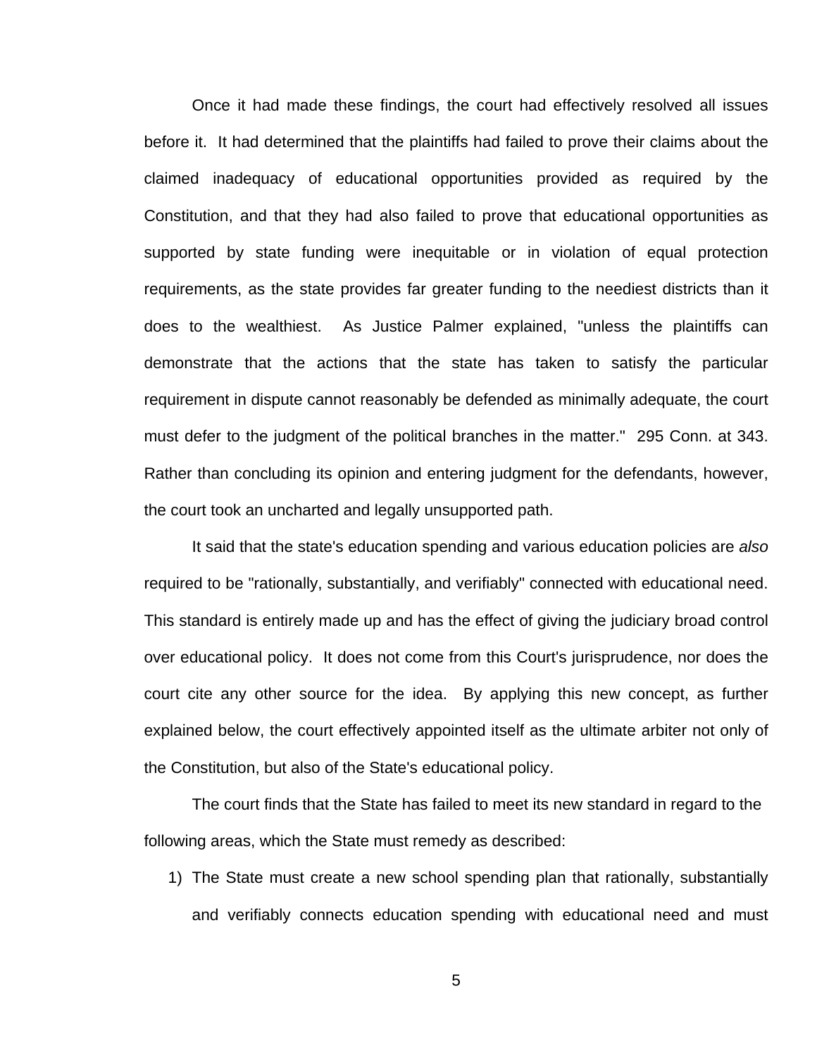Once it had made these findings, the court had effectively resolved all issues before it. It had determined that the plaintiffs had failed to prove their claims about the claimed inadequacy of educational opportunities provided as required by the Constitution, and that they had also failed to prove that educational opportunities as supported by state funding were inequitable or in violation of equal protection requirements, as the state provides far greater funding to the neediest districts than it does to the wealthiest. As Justice Palmer explained, "unless the plaintiffs can demonstrate that the actions that the state has taken to satisfy the particular requirement in dispute cannot reasonably be defended as minimally adequate, the court must defer to the judgment of the political branches in the matter." 295 Conn. at 343. Rather than concluding its opinion and entering judgment for the defendants, however, the court took an uncharted and legally unsupported path.

It said that the state's education spending and various education policies are *also* required to be "rationally, substantially, and verifiably" connected with educational need. This standard is entirely made up and has the effect of giving the judiciary broad control over educational policy. It does not come from this Court's jurisprudence, nor does the court cite any other source for the idea. By applying this new concept, as further explained below, the court effectively appointed itself as the ultimate arbiter not only of the Constitution, but also of the State's educational policy.

The court finds that the State has failed to meet its new standard in regard to the following areas, which the State must remedy as described:

1) The State must create a new school spending plan that rationally, substantially and verifiably connects education spending with educational need and must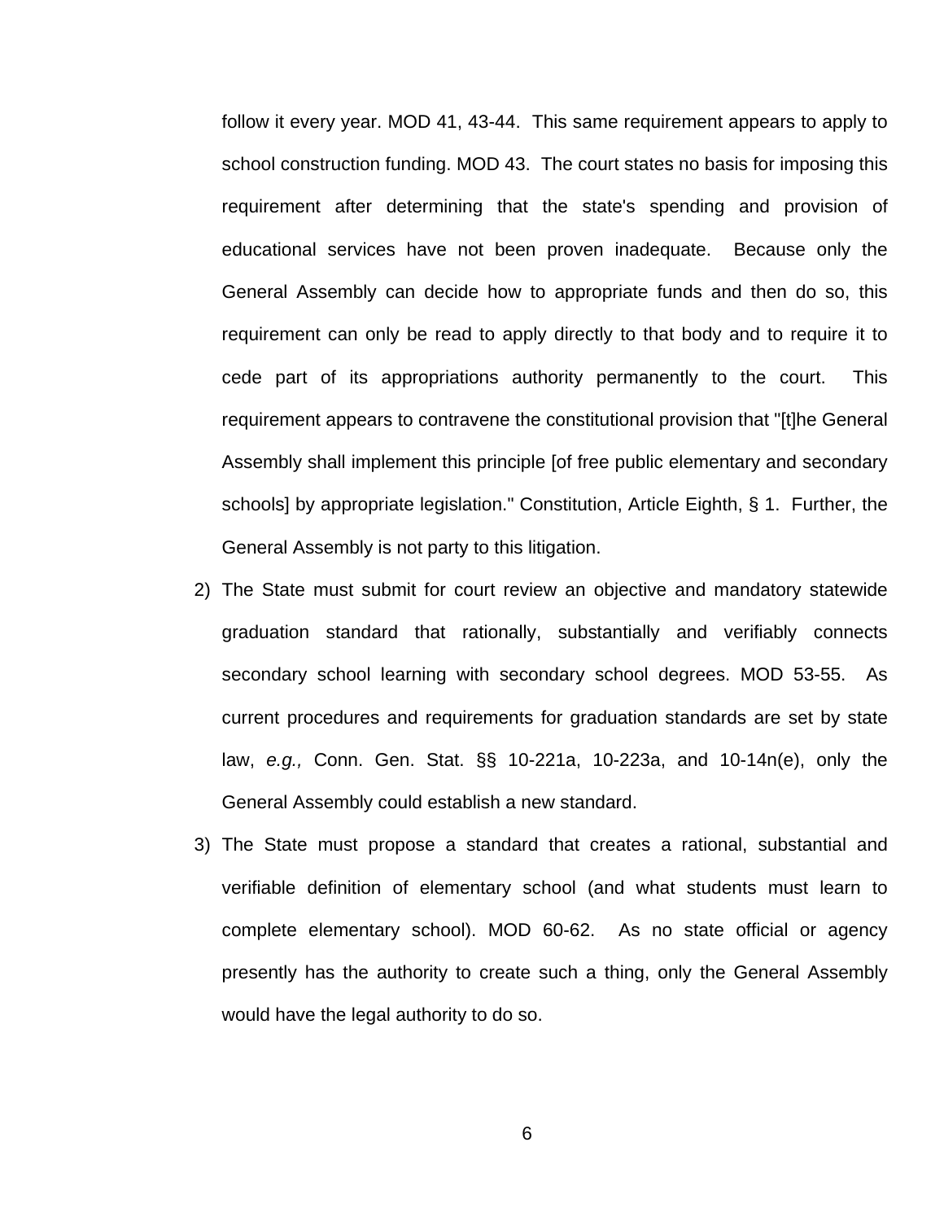follow it every year. MOD 41, 43-44. This same requirement appears to apply to school construction funding. MOD 43. The court states no basis for imposing this requirement after determining that the state's spending and provision of educational services have not been proven inadequate. Because only the General Assembly can decide how to appropriate funds and then do so, this requirement can only be read to apply directly to that body and to require it to cede part of its appropriations authority permanently to the court. This requirement appears to contravene the constitutional provision that "[t]he General Assembly shall implement this principle [of free public elementary and secondary schools] by appropriate legislation." Constitution, Article Eighth, § 1. Further, the General Assembly is not party to this litigation.

2) The State must submit for court review an objective and mandatory statewide graduation standard that rationally, substantially and verifiably connects secondary school learning with secondary school degrees. MOD 53-55. As current procedures and requirements for graduation standards are set by state law, *e.g.,* Conn. Gen. Stat. §§ 10-221a, 10-223a, and 10-14n(e), only the General Assembly could establish a new standard.

3) The State must propose a standard that creates a rational, substantial and verifiable definition of elementary school (and what students must learn to complete elementary school). MOD 60-62. As no state official or agency presently has the authority to create such a thing, only the General Assembly would have the legal authority to do so.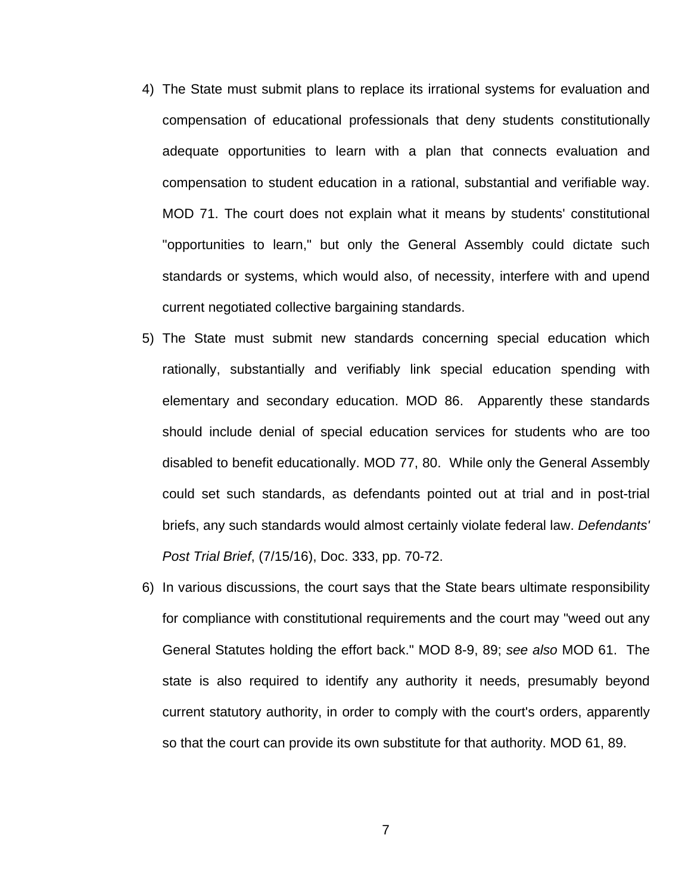4) The State must submit plans to replace its irrational systems for evaluation and compensation of educational professionals that deny students constitutionally adequate opportunities to learn with a plan that connects evaluation and compensation to student education in a rational, substantial and verifiable way. MOD 71. The court does not explain what it means by students' constitutional "opportunities to learn," but only the General Assembly could dictate such standards or systems, which would also, of necessity, interfere with and upend current negotiated collective bargaining standards.
5) The State must submit new standards concerning special education which rationally, substantially and verifiably link special education spending with elementary and secondary education. MOD 86. Apparently these standards should include denial of special education services for students who are too disabled to benefit educationally. MOD 77, 80. While only the General Assembly could set such standards, as defendants pointed out at trial and in post-trial briefs, any such standards would almost certainly violate federal law. *Defendants' Post Trial Brief*, (7/15/16), Doc. 333, pp. 70-72.
6) In various discussions, the court says that the State bears ultimate responsibility for compliance with constitutional requirements and the court may "weed out any General Statutes holding the effort back." MOD 8-9, 89; *see also* MOD 61. The state is also required to identify any authority it needs, presumably beyond current statutory authority, in order to comply with the court's orders, apparently so that the court can provide its own substitute for that authority. MOD 61, 89.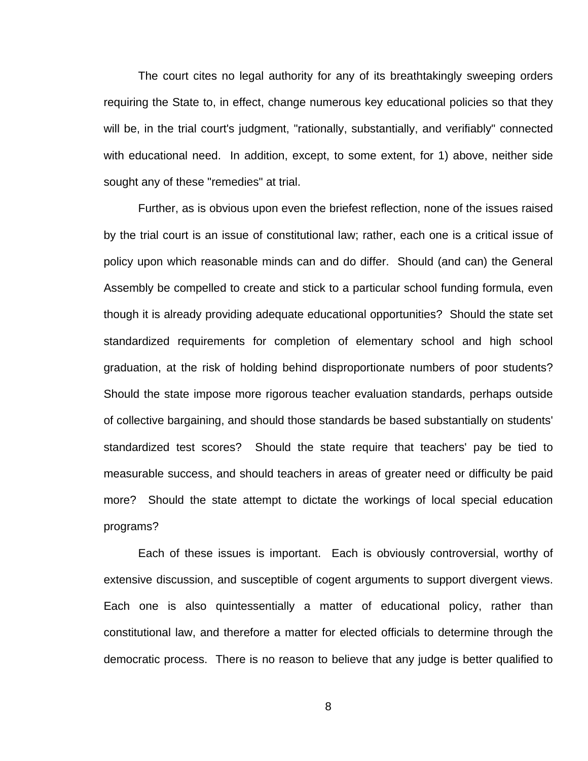The court cites no legal authority for any of its breathtakingly sweeping orders requiring the State to, in effect, change numerous key educational policies so that they will be, in the trial court's judgment, "rationally, substantially, and verifiably" connected with educational need. In addition, except, to some extent, for 1) above, neither side sought any of these "remedies" at trial.

Further, as is obvious upon even the briefest reflection, none of the issues raised by the trial court is an issue of constitutional law; rather, each one is a critical issue of policy upon which reasonable minds can and do differ. Should (and can) the General Assembly be compelled to create and stick to a particular school funding formula, even though it is already providing adequate educational opportunities? Should the state set standardized requirements for completion of elementary school and high school graduation, at the risk of holding behind disproportionate numbers of poor students? Should the state impose more rigorous teacher evaluation standards, perhaps outside of collective bargaining, and should those standards be based substantially on students' standardized test scores? Should the state require that teachers' pay be tied to measurable success, and should teachers in areas of greater need or difficulty be paid more? Should the state attempt to dictate the workings of local special education programs?

Each of these issues is important. Each is obviously controversial, worthy of extensive discussion, and susceptible of cogent arguments to support divergent views. Each one is also quintessentially a matter of educational policy, rather than constitutional law, and therefore a matter for elected officials to determine through the democratic process. There is no reason to believe that any judge is better qualified to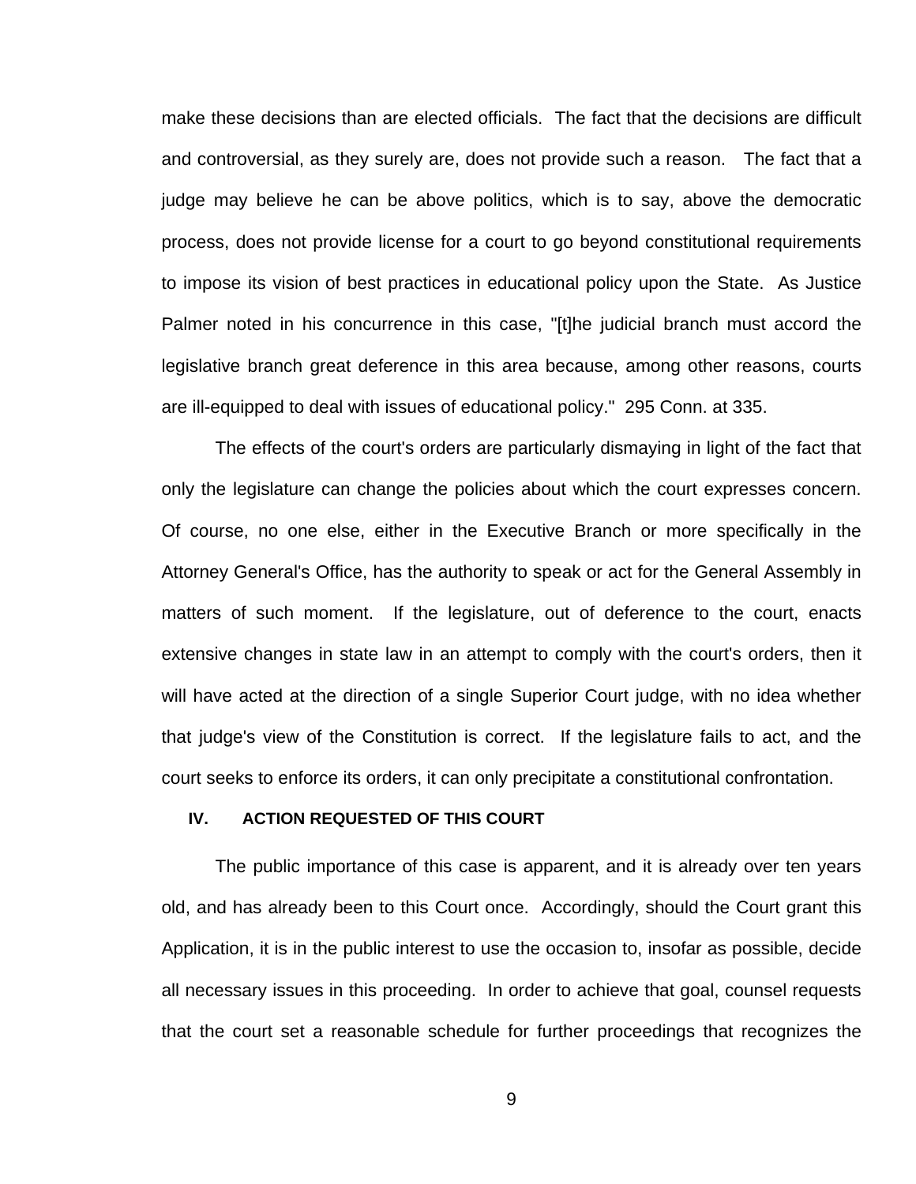make these decisions than are elected officials. The fact that the decisions are difficult and controversial, as they surely are, does not provide such a reason. The fact that a judge may believe he can be above politics, which is to say, above the democratic process, does not provide license for a court to go beyond constitutional requirements to impose its vision of best practices in educational policy upon the State. As Justice Palmer noted in his concurrence in this case, "[t]he judicial branch must accord the legislative branch great deference in this area because, among other reasons, courts are ill-equipped to deal with issues of educational policy." 295 Conn. at 335.

The effects of the court's orders are particularly dismaying in light of the fact that only the legislature can change the policies about which the court expresses concern. Of course, no one else, either in the Executive Branch or more specifically in the Attorney General's Office, has the authority to speak or act for the General Assembly in matters of such moment. If the legislature, out of deference to the court, enacts extensive changes in state law in an attempt to comply with the court's orders, then it will have acted at the direction of a single Superior Court judge, with no idea whether that judge's view of the Constitution is correct. If the legislature fails to act, and the court seeks to enforce its orders, it can only precipitate a constitutional confrontation.

## IV. ACTION REQUESTED OF THIS COURT

The public importance of this case is apparent, and it is already over ten years old, and has already been to this Court once. Accordingly, should the Court grant this Application, it is in the public interest to use the occasion to, insofar as possible, decide all necessary issues in this proceeding. In order to achieve that goal, counsel requests that the court set a reasonable schedule for further proceedings that recognizes the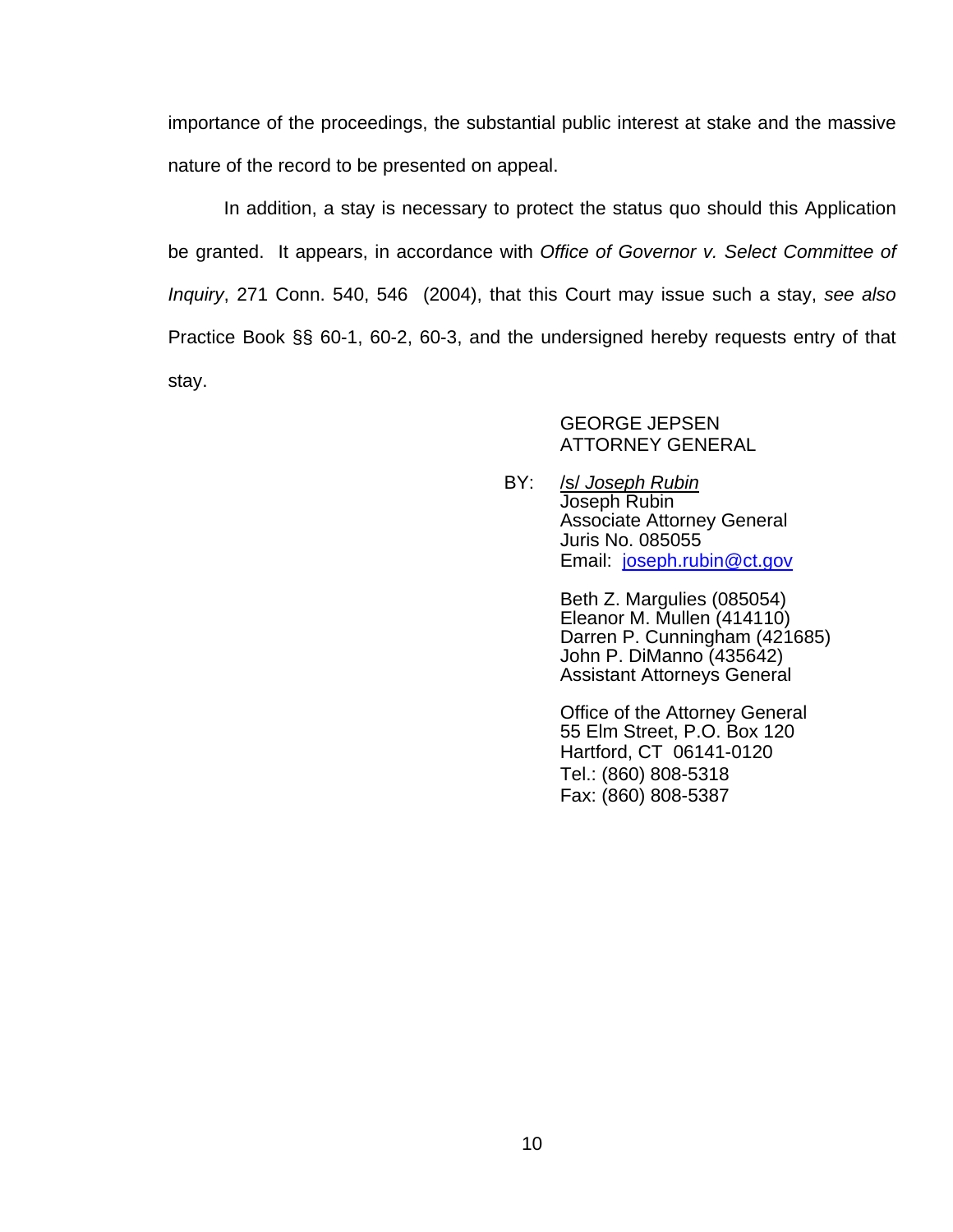importance of the proceedings, the substantial public interest at stake and the massive nature of the record to be presented on appeal.

In addition, a stay is necessary to protect the status quo should this Application be granted. It appears, in accordance with *Office of Governor v. Select Committee of Inquiry*, 271 Conn. 540, 546 (2004), that this Court may issue such a stay, *see also* Practice Book §§ 60-1, 60-2, 60-3, and the undersigned hereby requests entry of that stay.

GEORGE JEPSEN
ATTORNEY GENERAL

BY: */s/ Joseph Rubin*
Joseph Rubin
Associate Attorney General
Juris No. 085055
Email: joseph.rubin@ct.gov

Beth Z. Margulies (085054)
Eleanor M. Mullen (414110)
Darren P. Cunningham (421685)
John P. DiManno (435642)
Assistant Attorneys General

Office of the Attorney General
55 Elm Street, P.O. Box 120
Hartford, CT 06141-0120
Tel.: (860) 808-5318
Fax: (860) 808-5387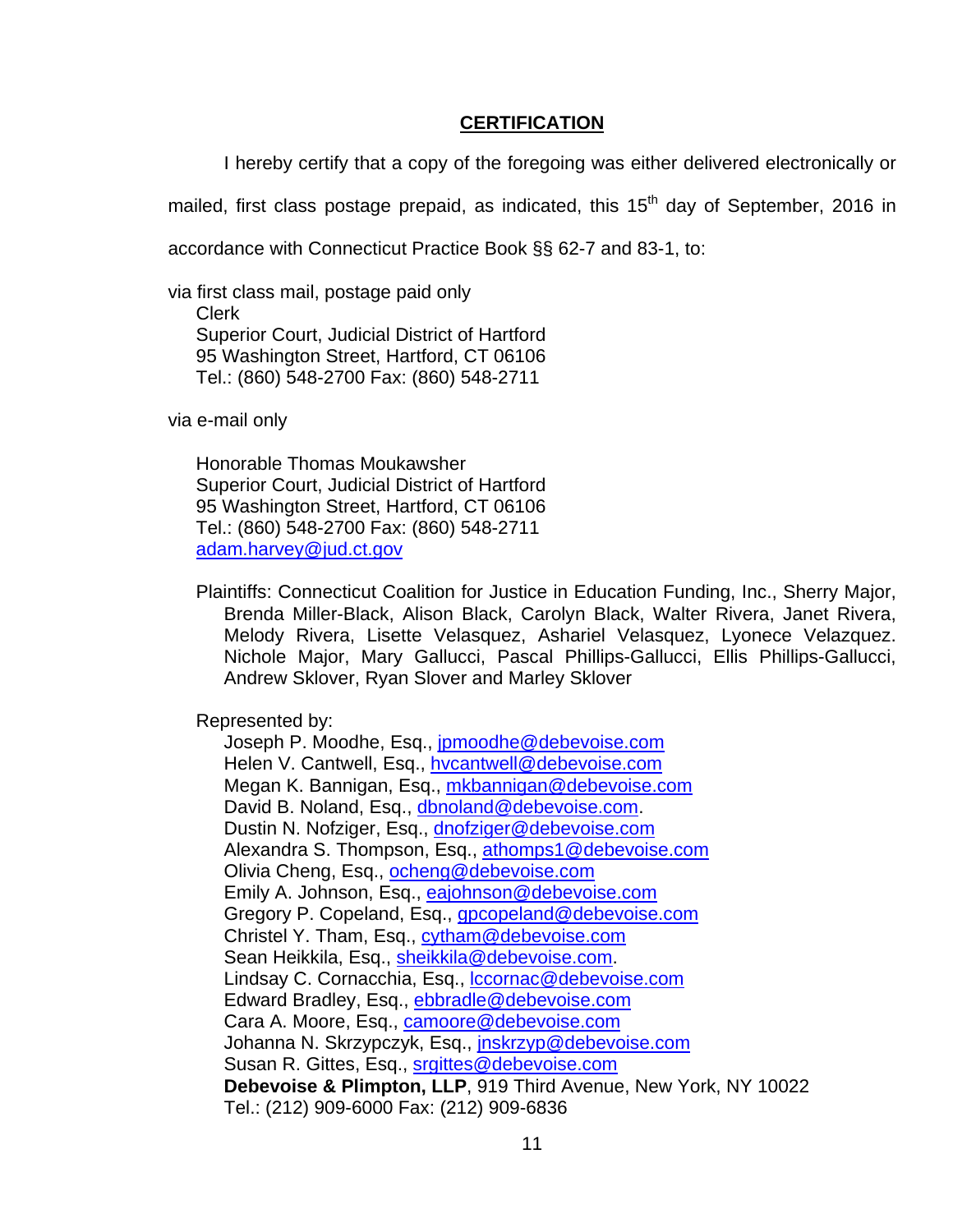**CERTIFICATION**

I hereby certify that a copy of the foregoing was either delivered electronically or mailed, first class postage prepaid, as indicated, this 15th day of September, 2016 in accordance with Connecticut Practice Book §§ 62-7 and 83-1, to:

via first class mail, postage paid only

Clerk
Superior Court, Judicial District of Hartford
95 Washington Street, Hartford, CT 06106
Tel.: (860) 548-2700 Fax: (860) 548-2711

via e-mail only

Honorable Thomas Moukawsher
Superior Court, Judicial District of Hartford
95 Washington Street, Hartford, CT 06106
Tel.: (860) 548-2700 Fax: (860) 548-2711
adam.harvey@jud.ct.gov

Plaintiffs: Connecticut Coalition for Justice in Education Funding, Inc., Sherry Major, Brenda Miller-Black, Alison Black, Carolyn Black, Walter Rivera, Janet Rivera, Melody Rivera, Lisette Velasquez, Ashariel Velasquez, Lyonece Velazquez. Nichole Major, Mary Gallucci, Pascal Phillips-Gallucci, Ellis Phillips-Gallucci, Andrew Sklover, Ryan Slover and Marley Sklover

Represented by:

Joseph P. Moodhe, Esq., jpmoodhe@debevoise.com
Helen V. Cantwell, Esq., hvcantwell@debevoise.com
Megan K. Bannigan, Esq., mkbannigan@debevoise.com
David B. Noland, Esq., dbnoland@debevoise.com.
Dustin N. Nofziger, Esq., dnofziger@debevoise.com
Alexandra S. Thompson, Esq., athomps1@debevoise.com
Olivia Cheng, Esq., ocheng@debevoise.com
Emily A. Johnson, Esq., eajohnson@debevoise.com
Gregory P. Copeland, Esq., gpcopeland@debevoise.com
Christel Y. Tham, Esq., cytham@debevoise.com
Sean Heikkila, Esq., sheikkila@debevoise.com.
Lindsay C. Cornacchia, Esq., lccornac@debevoise.com
Edward Bradley, Esq., ebbradle@debevoise.com
Cara A. Moore, Esq., camoore@debevoise.com
Johanna N. Skrzypczyk, Esq., jnskrzyp@debevoise.com
Susan R. Gittes, Esq., srgittes@debevoise.com
**Debevoise & Plimpton, LLP**, 919 Third Avenue, New York, NY 10022
Tel.: (212) 909-6000 Fax: (212) 909-6836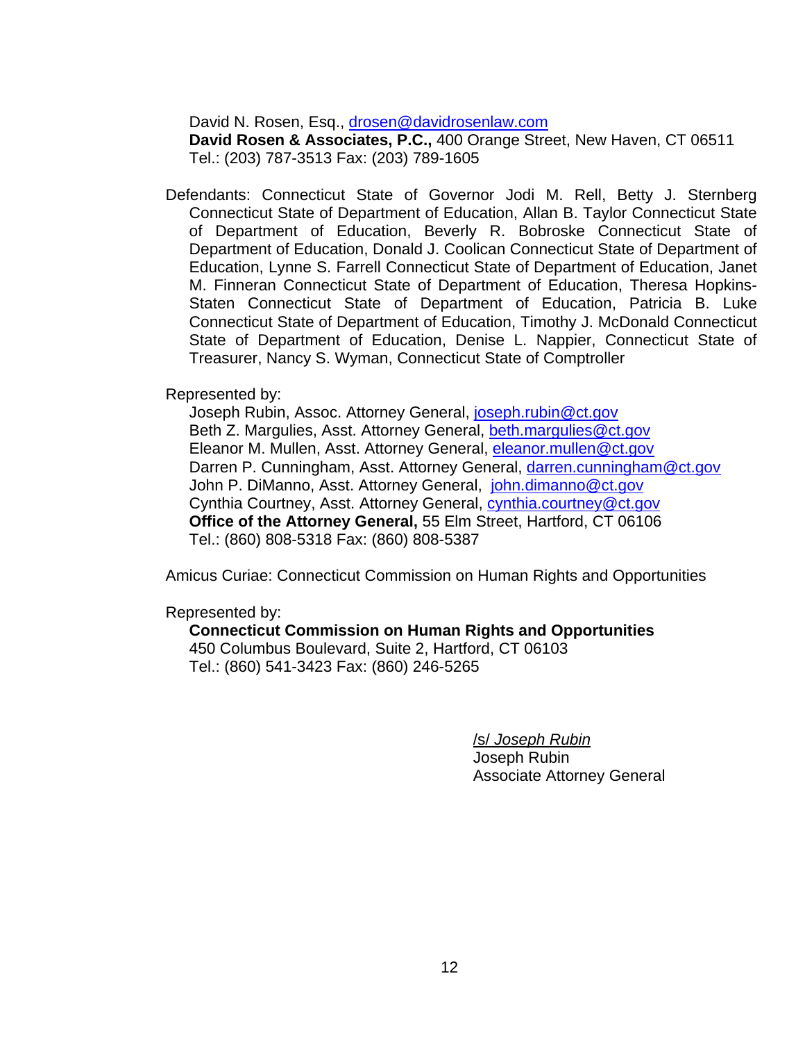David N. Rosen, Esq., drosen@davidrosenlaw.com
**David Rosen & Associates, P.C.,** 400 Orange Street, New Haven, CT 06511
Tel.: (203) 787-3513 Fax: (203) 789-1605

Defendants: Connecticut State of Governor Jodi M. Rell, Betty J. Sternberg Connecticut State of Department of Education, Allan B. Taylor Connecticut State of Department of Education, Beverly R. Bobroske Connecticut State of Department of Education, Donald J. Coolican Connecticut State of Department of Education, Lynne S. Farrell Connecticut State of Department of Education, Janet M. Finneran Connecticut State of Department of Education, Theresa Hopkins-Staten Connecticut State of Department of Education, Patricia B. Luke Connecticut State of Department of Education, Timothy J. McDonald Connecticut State of Department of Education, Denise L. Nappier, Connecticut State of Treasurer, Nancy S. Wyman, Connecticut State of Comptroller

Represented by:

Joseph Rubin, Assoc. Attorney General, joseph.rubin@ct.gov
Beth Z. Margulies, Asst. Attorney General, beth.margulies@ct.gov
Eleanor M. Mullen, Asst. Attorney General, eleanor.mullen@ct.gov
Darren P. Cunningham, Asst. Attorney General, darren.cunningham@ct.gov
John P. DiManno, Asst. Attorney General, john.dimanno@ct.gov
Cynthia Courtney, Asst. Attorney General, cynthia.courtney@ct.gov
**Office of the Attorney General,** 55 Elm Street, Hartford, CT 06106
Tel.: (860) 808-5318 Fax: (860) 808-5387

Amicus Curiae: Connecticut Commission on Human Rights and Opportunities

Represented by:

**Connecticut Commission on Human Rights and Opportunities**
450 Columbus Boulevard, Suite 2, Hartford, CT 06103
Tel.: (860) 541-3423 Fax: (860) 246-5265

/s/ *Joseph Rubin*
Joseph Rubin
Associate Attorney General